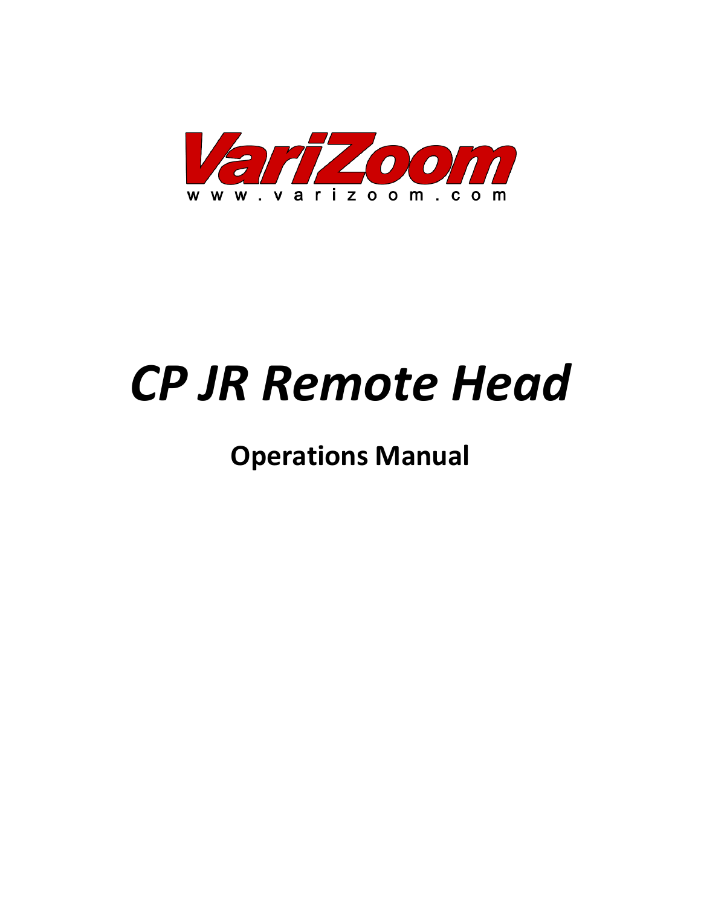VariZoom

www.varizoom.com

# *CP JR Remote Head*

## Operations Manual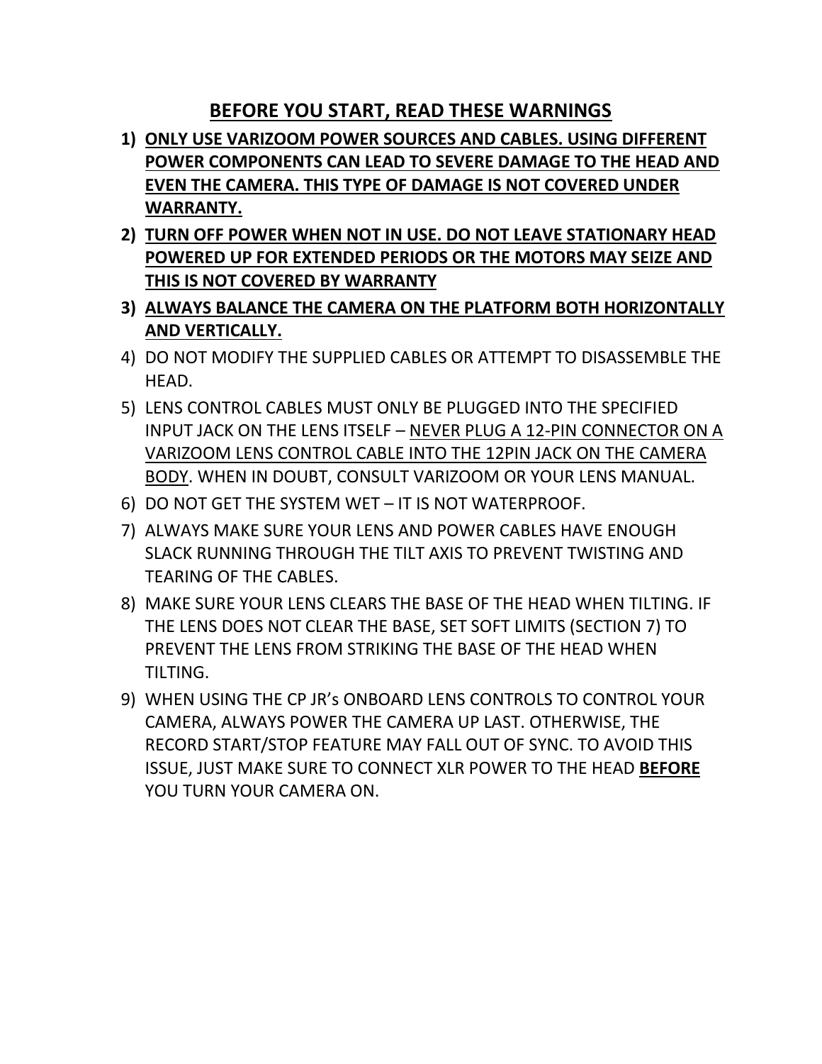## BEFORE YOU START, READ THESE WARNINGS

1) **ONLY USE VARIZOOM POWER SOURCES AND CABLES. USING DIFFERENT POWER COMPONENTS CAN LEAD TO SEVERE DAMAGE TO THE HEAD AND EVEN THE CAMERA. THIS TYPE OF DAMAGE IS NOT COVERED UNDER WARRANTY.**
2) **TURN OFF POWER WHEN NOT IN USE. DO NOT LEAVE STATIONARY HEAD POWERED UP FOR EXTENDED PERIODS OR THE MOTORS MAY SEIZE AND THIS IS NOT COVERED BY WARRANTY**
3) **ALWAYS BALANCE THE CAMERA ON THE PLATFORM BOTH HORIZONTALLY AND VERTICALLY.**
4) DO NOT MODIFY THE SUPPLIED CABLES OR ATTEMPT TO DISASSEMBLE THE HEAD.
5) LENS CONTROL CABLES MUST ONLY BE PLUGGED INTO THE SPECIFIED INPUT JACK ON THE LENS ITSELF – NEVER PLUG A 12-PIN CONNECTOR ON A VARIZOOM LENS CONTROL CABLE INTO THE 12PIN JACK ON THE CAMERA BODY. WHEN IN DOUBT, CONSULT VARIZOOM OR YOUR LENS MANUAL.
6) DO NOT GET THE SYSTEM WET – IT IS NOT WATERPROOF.
7) ALWAYS MAKE SURE YOUR LENS AND POWER CABLES HAVE ENOUGH SLACK RUNNING THROUGH THE TILT AXIS TO PREVENT TWISTING AND TEARING OF THE CABLES.
8) MAKE SURE YOUR LENS CLEARS THE BASE OF THE HEAD WHEN TILTING. IF THE LENS DOES NOT CLEAR THE BASE, SET SOFT LIMITS (SECTION 7) TO PREVENT THE LENS FROM STRIKING THE BASE OF THE HEAD WHEN TILTING.
9) WHEN USING THE CP JR's ONBOARD LENS CONTROLS TO CONTROL YOUR CAMERA, ALWAYS POWER THE CAMERA UP LAST. OTHERWISE, THE RECORD START/STOP FEATURE MAY FALL OUT OF SYNC. TO AVOID THIS ISSUE, JUST MAKE SURE TO CONNECT XLR POWER TO THE HEAD **BEFORE** YOU TURN YOUR CAMERA ON.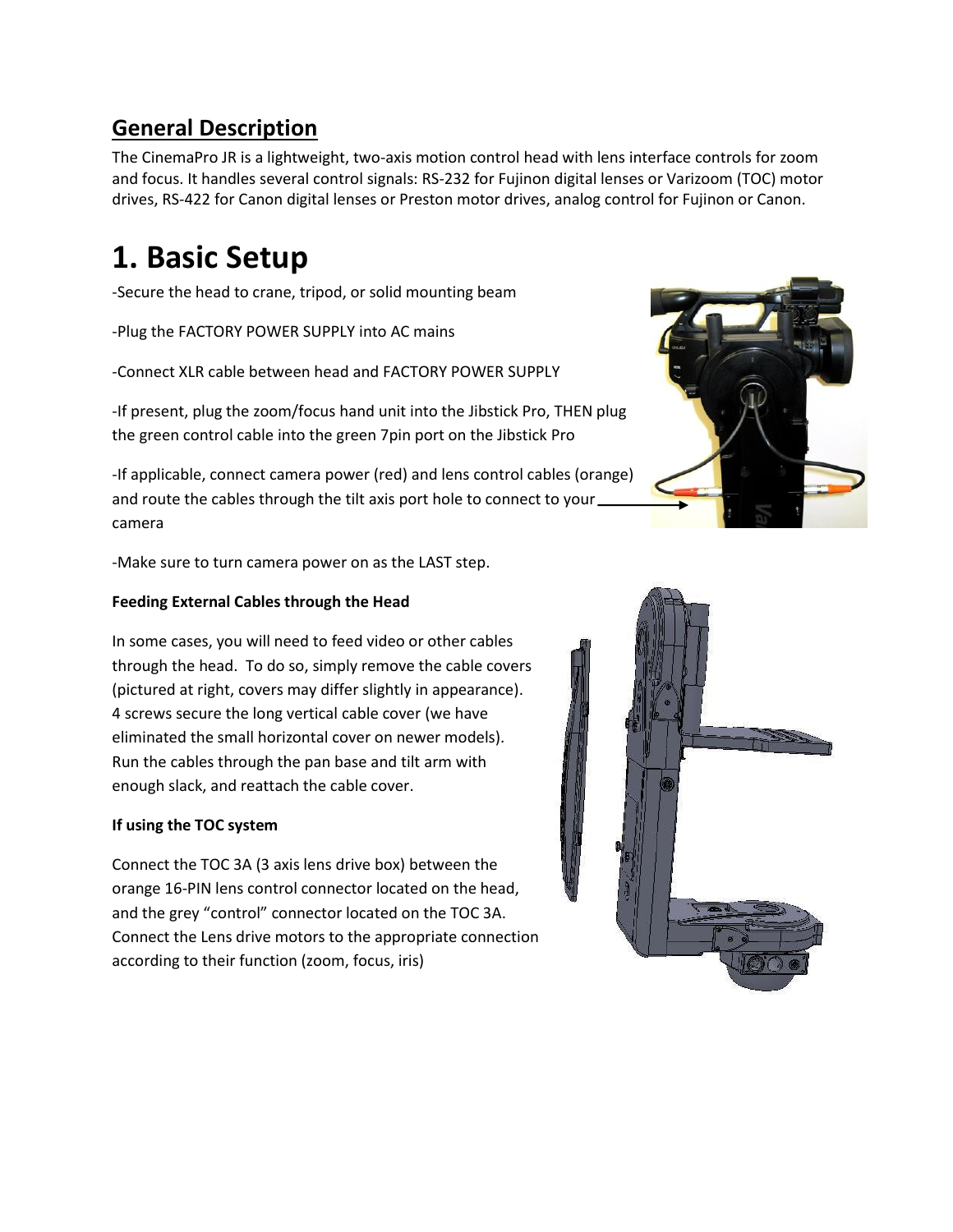## General Description

The CinemaPro JR is a lightweight, two-axis motion control head with lens interface controls for zoom and focus. It handles several control signals: RS-232 for Fujinon digital lenses or Varizoom (TOC) motor drives, RS-422 for Canon digital lenses or Preston motor drives, analog control for Fujinon or Canon.

# 1. Basic Setup

-Secure the head to crane, tripod, or solid mounting beam

-Plug the FACTORY POWER SUPPLY into AC mains

-Connect XLR cable between head and FACTORY POWER SUPPLY

-If present, plug the zoom/focus hand unit into the Jibstick Pro, THEN plug the green control cable into the green 7pin port on the Jibstick Pro

-If applicable, connect camera power (red) and lens control cables (orange) and route the cables through the tilt axis port hole to connect to your camera

-Make sure to turn camera power on as the LAST step.

**Feeding External Cables through the Head**

In some cases, you will need to feed video or other cables through the head. To do so, simply remove the cable covers (pictured at right, covers may differ slightly in appearance). 4 screws secure the long vertical cable cover (we have eliminated the small horizontal cover on newer models). Run the cables through the pan base and tilt arm with enough slack, and reattach the cable cover.

**If using the TOC system**

Connect the TOC 3A (3 axis lens drive box) between the orange 16-PIN lens control connector located on the head, and the grey "control" connector located on the TOC 3A. Connect the Lens drive motors to the appropriate connection according to their function (zoom, focus, iris)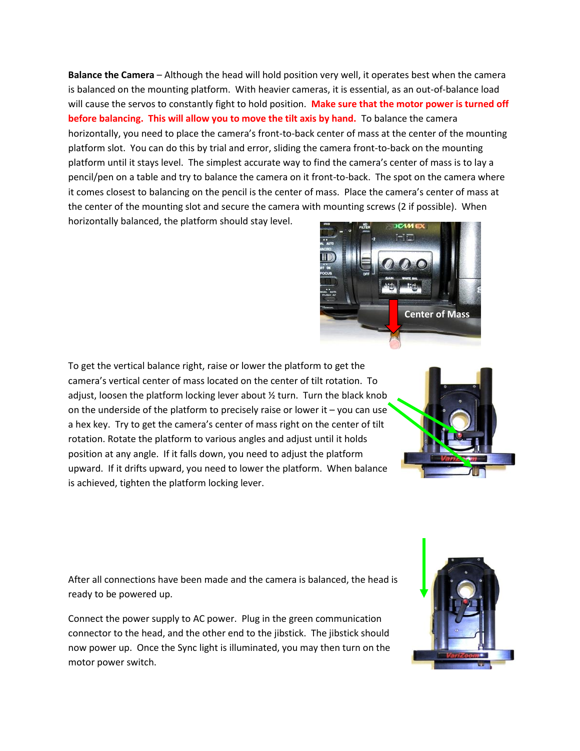**Balance the Camera** – Although the head will hold position very well, it operates best when the camera is balanced on the mounting platform. With heavier cameras, it is essential, as an out-of-balance load will cause the servos to constantly fight to hold position. **Make sure that the motor power is turned off before balancing. This will allow you to move the tilt axis by hand.** To balance the camera horizontally, you need to place the camera's front-to-back center of mass at the center of the mounting platform slot. You can do this by trial and error, sliding the camera front-to-back on the mounting platform until it stays level. The simplest accurate way to find the camera's center of mass is to lay a pencil/pen on a table and try to balance the camera on it front-to-back. The spot on the camera where it comes closest to balancing on the pencil is the center of mass. Place the camera's center of mass at the center of the mounting slot and secure the camera with mounting screws (2 if possible). When horizontally balanced, the platform should stay level.

To get the vertical balance right, raise or lower the platform to get the camera's vertical center of mass located on the center of tilt rotation. To adjust, loosen the platform locking lever about ½ turn. Turn the black knob on the underside of the platform to precisely raise or lower it – you can use a hex key. Try to get the camera's center of mass right on the center of tilt rotation. Rotate the platform to various angles and adjust until it holds position at any angle. If it falls down, you need to adjust the platform upward. If it drifts upward, you need to lower the platform. When balance is achieved, tighten the platform locking lever.

After all connections have been made and the camera is balanced, the head is ready to be powered up.

Connect the power supply to AC power. Plug in the green communication connector to the head, and the other end to the jibstick. The jibstick should now power up. Once the Sync light is illuminated, you may then turn on the motor power switch.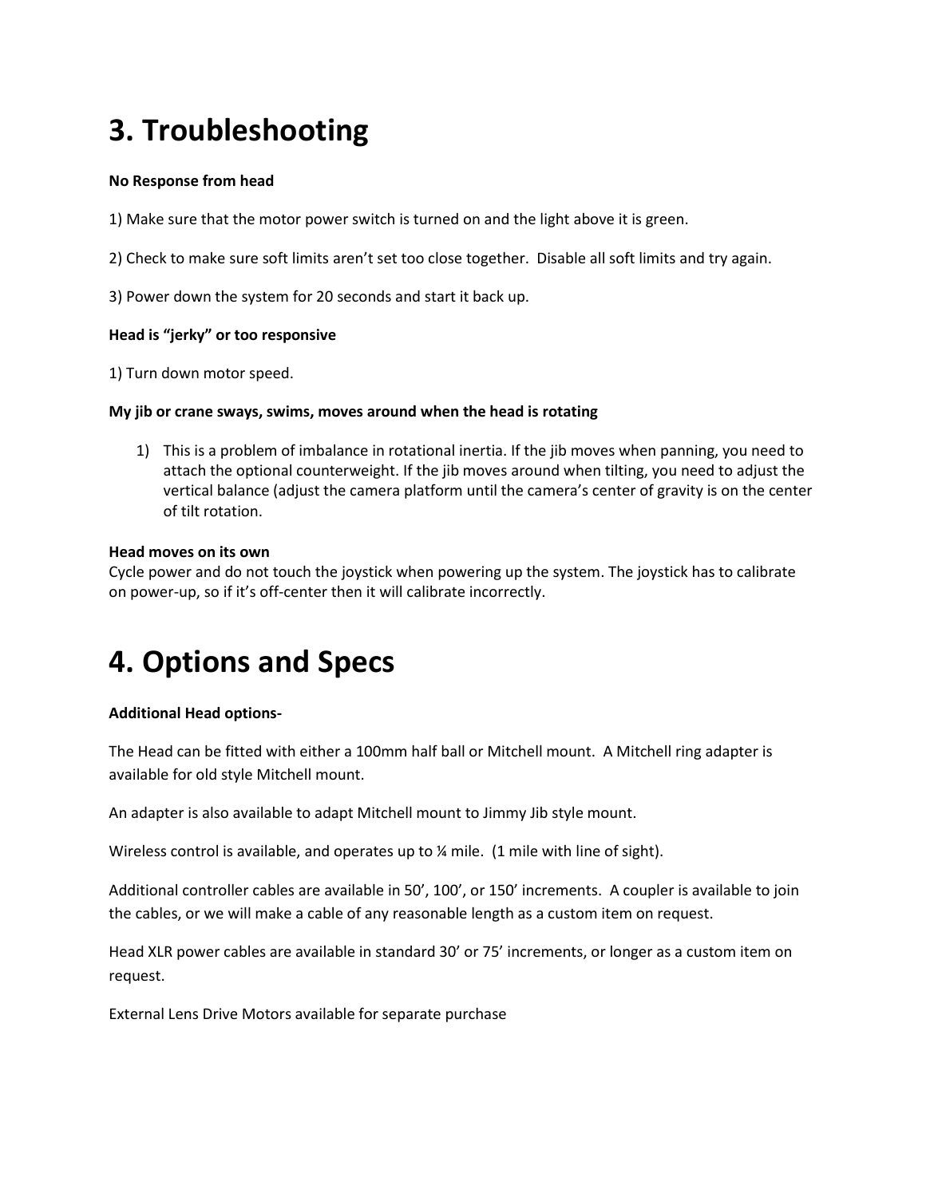# 3. Troubleshooting

**No Response from head**

1) Make sure that the motor power switch is turned on and the light above it is green.

2) Check to make sure soft limits aren't set too close together. Disable all soft limits and try again.

3) Power down the system for 20 seconds and start it back up.

**Head is "jerky" or too responsive**

1) Turn down motor speed.

**My jib or crane sways, swims, moves around when the head is rotating**

1) This is a problem of imbalance in rotational inertia. If the jib moves when panning, you need to attach the optional counterweight. If the jib moves around when tilting, you need to adjust the vertical balance (adjust the camera platform until the camera's center of gravity is on the center of tilt rotation.

**Head moves on its own**
Cycle power and do not touch the joystick when powering up the system. The joystick has to calibrate on power-up, so if it's off-center then it will calibrate incorrectly.

# 4. Options and Specs

**Additional Head options-**

The Head can be fitted with either a 100mm half ball or Mitchell mount. A Mitchell ring adapter is available for old style Mitchell mount.

An adapter is also available to adapt Mitchell mount to Jimmy Jib style mount.

Wireless control is available, and operates up to ¼ mile. (1 mile with line of sight).

Additional controller cables are available in 50', 100', or 150' increments. A coupler is available to join the cables, or we will make a cable of any reasonable length as a custom item on request.

Head XLR power cables are available in standard 30' or 75' increments, or longer as a custom item on request.

External Lens Drive Motors available for separate purchase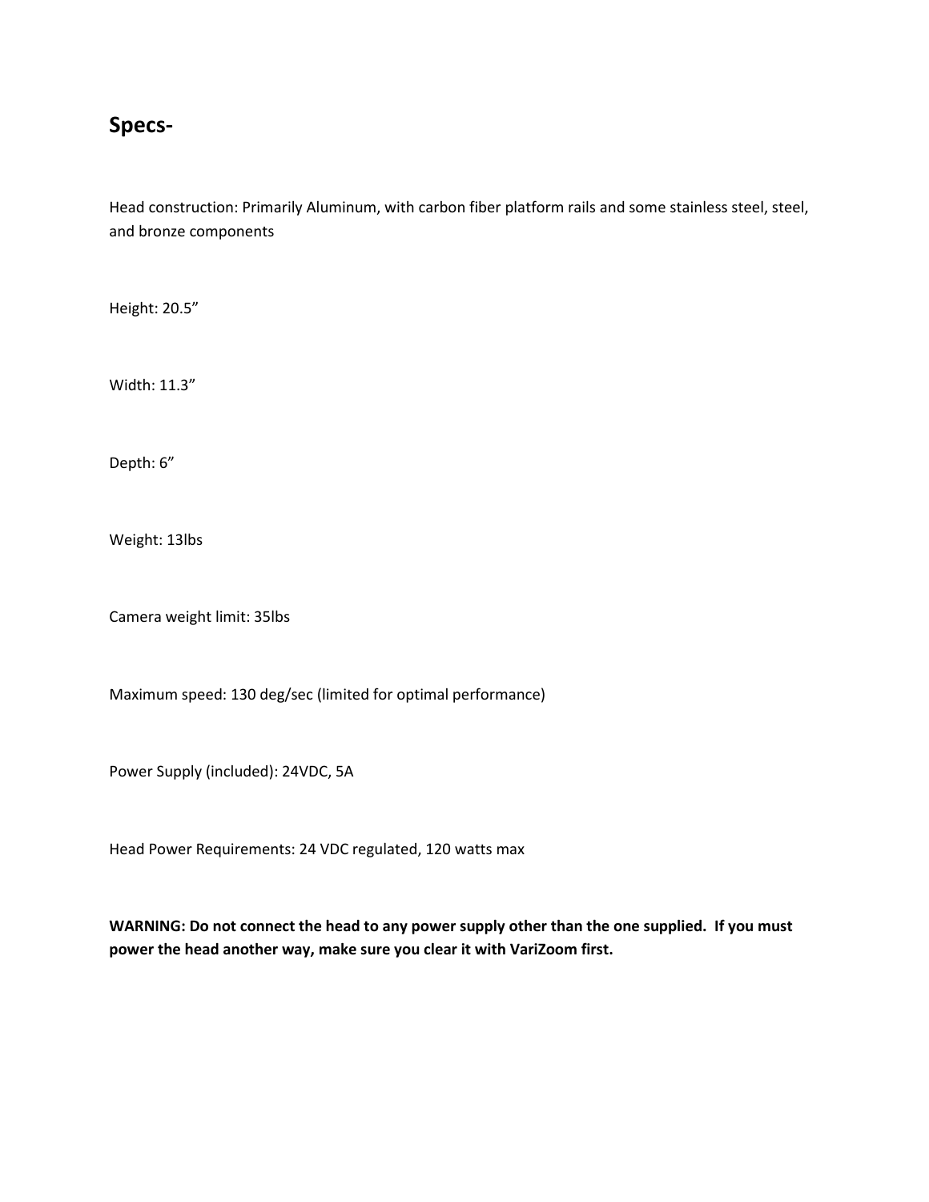## Specs-

Head construction: Primarily Aluminum, with carbon fiber platform rails and some stainless steel, steel, and bronze components

Height: 20.5”

Width: 11.3”

Depth: 6”

Weight: 13lbs

Camera weight limit: 35lbs

Maximum speed: 130 deg/sec (limited for optimal performance)

Power Supply (included): 24VDC, 5A

Head Power Requirements: 24 VDC regulated, 120 watts max

**WARNING: Do not connect the head to any power supply other than the one supplied. If you must power the head another way, make sure you clear it with VariZoom first.**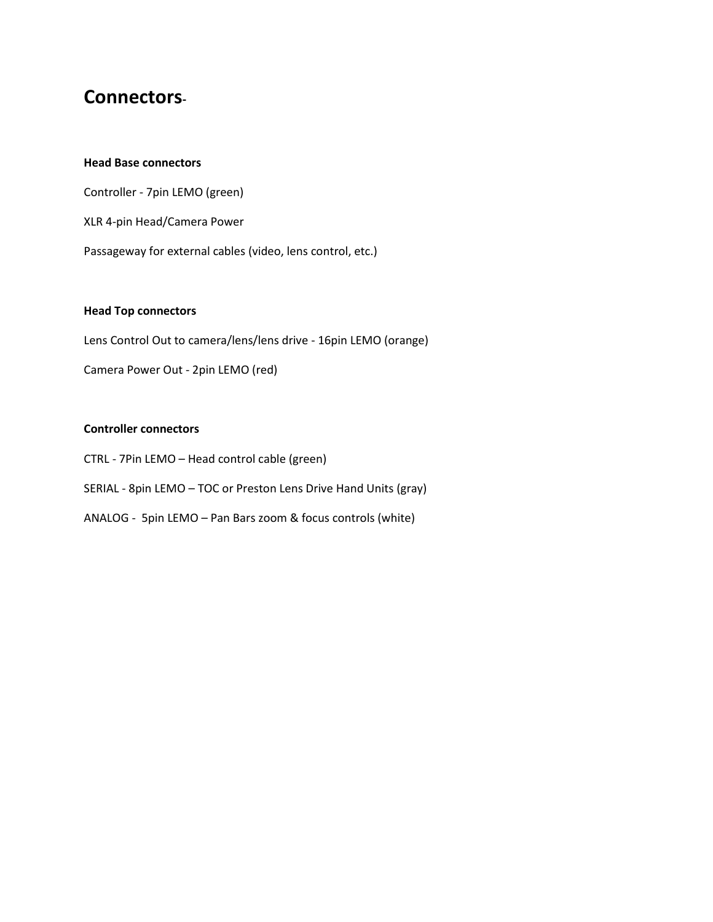# Connectors-

**Head Base connectors**

Controller - 7pin LEMO (green)

XLR 4-pin Head/Camera Power

Passageway for external cables (video, lens control, etc.)

**Head Top connectors**

Lens Control Out to camera/lens/lens drive - 16pin LEMO (orange)

Camera Power Out - 2pin LEMO (red)

**Controller connectors**

CTRL - 7Pin LEMO – Head control cable (green)

SERIAL - 8pin LEMO – TOC or Preston Lens Drive Hand Units (gray)

ANALOG - 5pin LEMO – Pan Bars zoom & focus controls (white)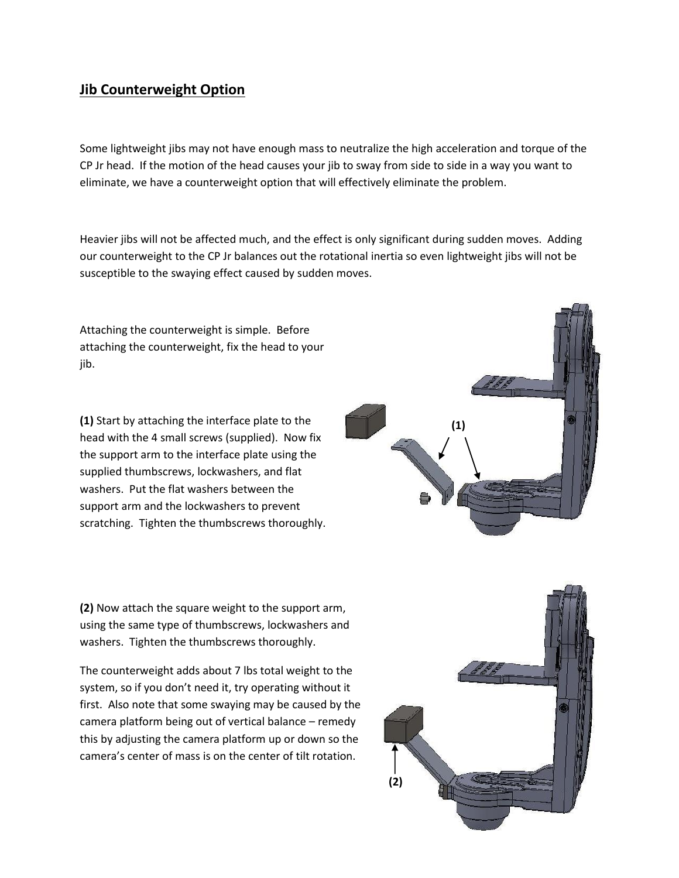## Jib Counterweight Option

Some lightweight jibs may not have enough mass to neutralize the high acceleration and torque of the CP Jr head. If the motion of the head causes your jib to sway from side to side in a way you want to eliminate, we have a counterweight option that will effectively eliminate the problem.

Heavier jibs will not be affected much, and the effect is only significant during sudden moves. Adding our counterweight to the CP Jr balances out the rotational inertia so even lightweight jibs will not be susceptible to the swaying effect caused by sudden moves.

Attaching the counterweight is simple. Before attaching the counterweight, fix the head to your jib.

**(1)** Start by attaching the interface plate to the head with the 4 small screws (supplied). Now fix the support arm to the interface plate using the supplied thumbscrews, lockwashers, and flat washers. Put the flat washers between the support arm and the lockwashers to prevent scratching. Tighten the thumbscrews thoroughly.

**(2)** Now attach the square weight to the support arm, using the same type of thumbscrews, lockwashers and washers. Tighten the thumbscrews thoroughly.

The counterweight adds about 7 lbs total weight to the system, so if you don't need it, try operating without it first. Also note that some swaying may be caused by the camera platform being out of vertical balance – remedy this by adjusting the camera platform up or down so the camera's center of mass is on the center of tilt rotation.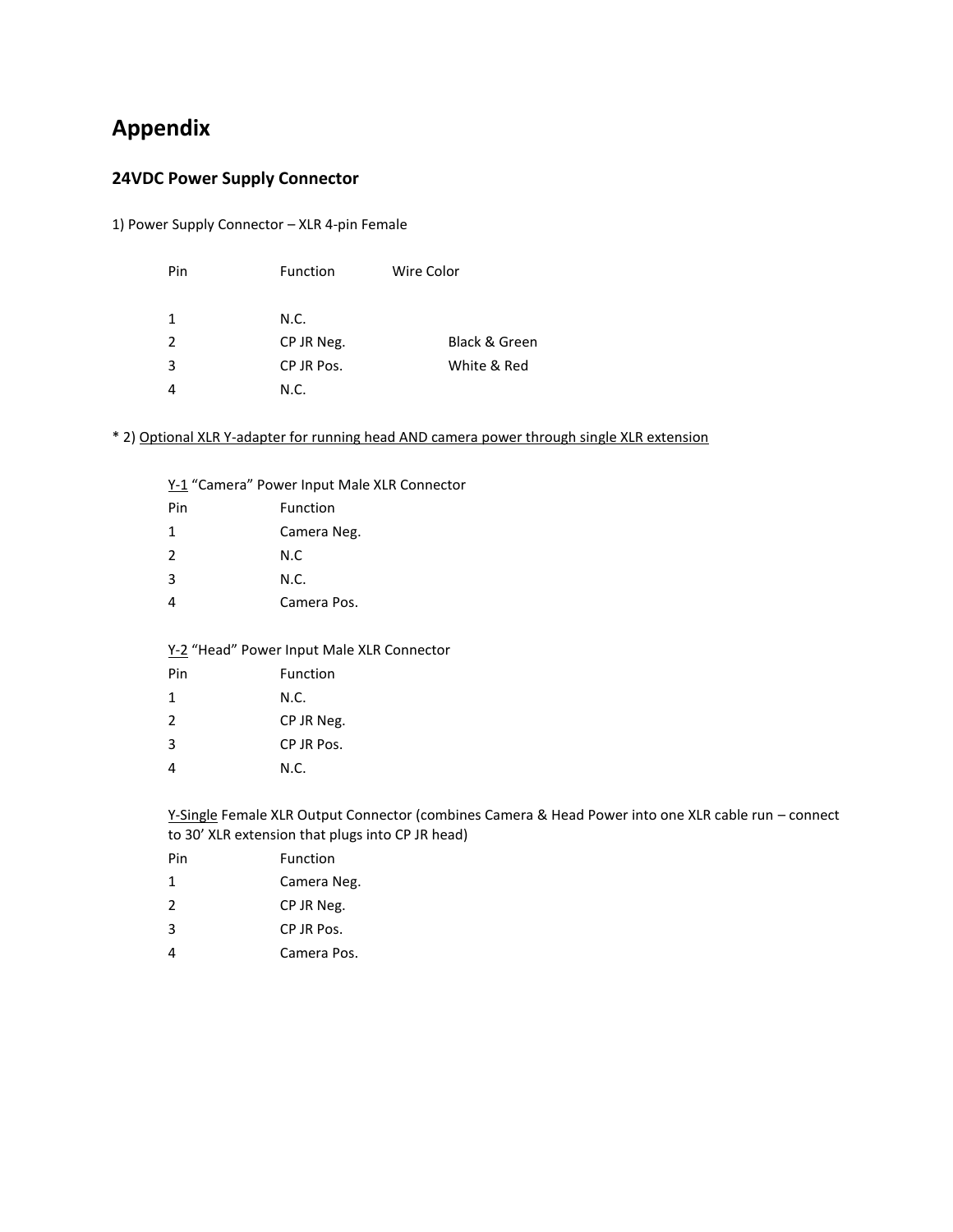# Appendix

## 24VDC Power Supply Connector

1) Power Supply Connector – XLR 4-pin Female

| Pin | Function | Wire Color |
| --- | --- | --- |
| 1 | N.C. | |
| 2 | CP JR Neg. | Black & Green |
| 3 | CP JR Pos. | White & Red |
| 4 | N.C. | |

* 2) Optional XLR Y-adapter for running head AND camera power through single XLR extension

Y-1 "Camera" Power Input Male XLR Connector

| Pin | Function |
| --- | --- |
| 1 | Camera Neg. |
| 2 | N.C |
| 3 | N.C. |
| 4 | Camera Pos. |

Y-2 "Head" Power Input Male XLR Connector

| Pin | Function |
| --- | --- |
| 1 | N.C. |
| 2 | CP JR Neg. |
| 3 | CP JR Pos. |
| 4 | N.C. |

Y-Single Female XLR Output Connector (combines Camera & Head Power into one XLR cable run – connect to 30' XLR extension that plugs into CP JR head)

| Pin | Function |
| --- | --- |
| 1 | Camera Neg. |
| 2 | CP JR Neg. |
| 3 | CP JR Pos. |
| 4 | Camera Pos. |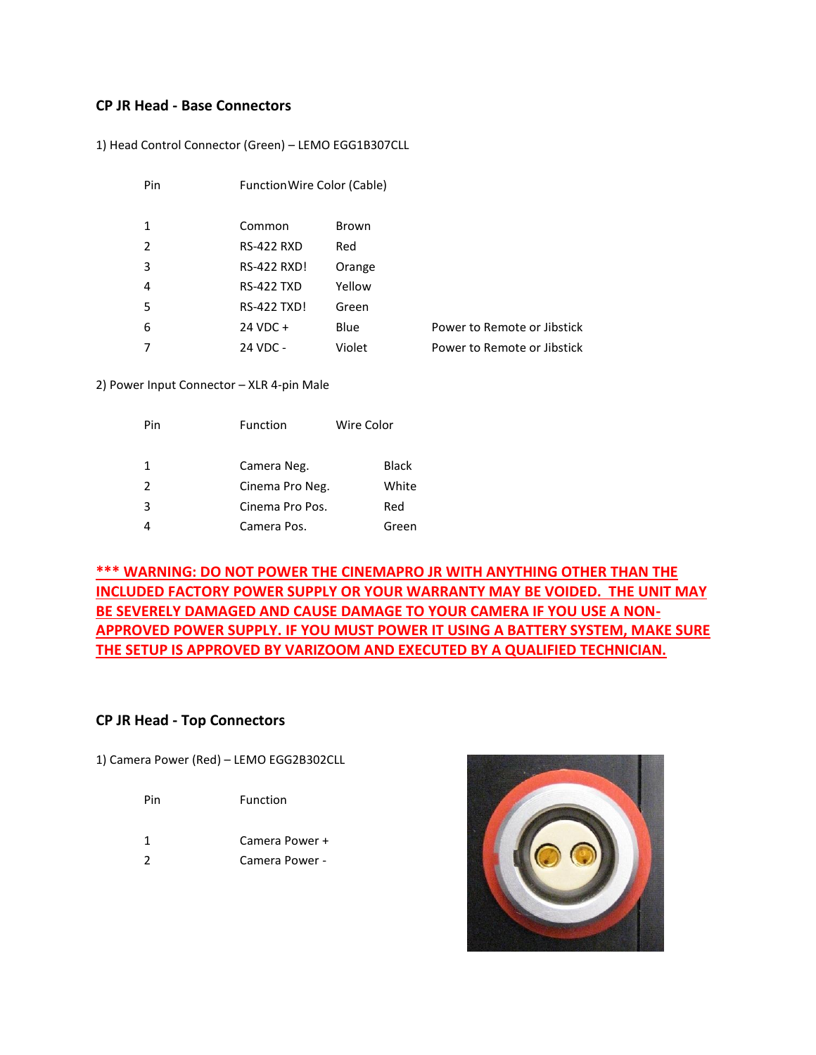## CP JR Head - Base Connectors

1) Head Control Connector (Green) – LEMO EGG1B307CLL

| Pin | Function | Wire Color (Cable) | |
|---|---|---|---|
| 1 | Common | Brown | |
| 2 | RS-422 RXD | Red | |
| 3 | RS-422 RXD! | Orange | |
| 4 | RS-422 TXD | Yellow | |
| 5 | RS-422 TXD! | Green | |
| 6 | 24 VDC + | Blue | Power to Remote or Jibstick |
| 7 | 24 VDC - | Violet | Power to Remote or Jibstick |

2) Power Input Connector – XLR 4-pin Male

| Pin | Function | Wire Color |
|---|---|---|
| 1 | Camera Neg. | Black |
| 2 | Cinema Pro Neg. | White |
| 3 | Cinema Pro Pos. | Red |
| 4 | Camera Pos. | Green |

**\*\*\* WARNING: DO NOT POWER THE CINEMAPRO JR WITH ANYTHING OTHER THAN THE INCLUDED FACTORY POWER SUPPLY OR YOUR WARRANTY MAY BE VOIDED. THE UNIT MAY BE SEVERELY DAMAGED AND CAUSE DAMAGE TO YOUR CAMERA IF YOU USE A NON-APPROVED POWER SUPPLY. IF YOU MUST POWER IT USING A BATTERY SYSTEM, MAKE SURE THE SETUP IS APPROVED BY VARIZOOM AND EXECUTED BY A QUALIFIED TECHNICIAN.**

## CP JR Head - Top Connectors

1) Camera Power (Red) – LEMO EGG2B302CLL

| Pin | Function |
|---|---|
| 1 | Camera Power + |
| 2 | Camera Power - |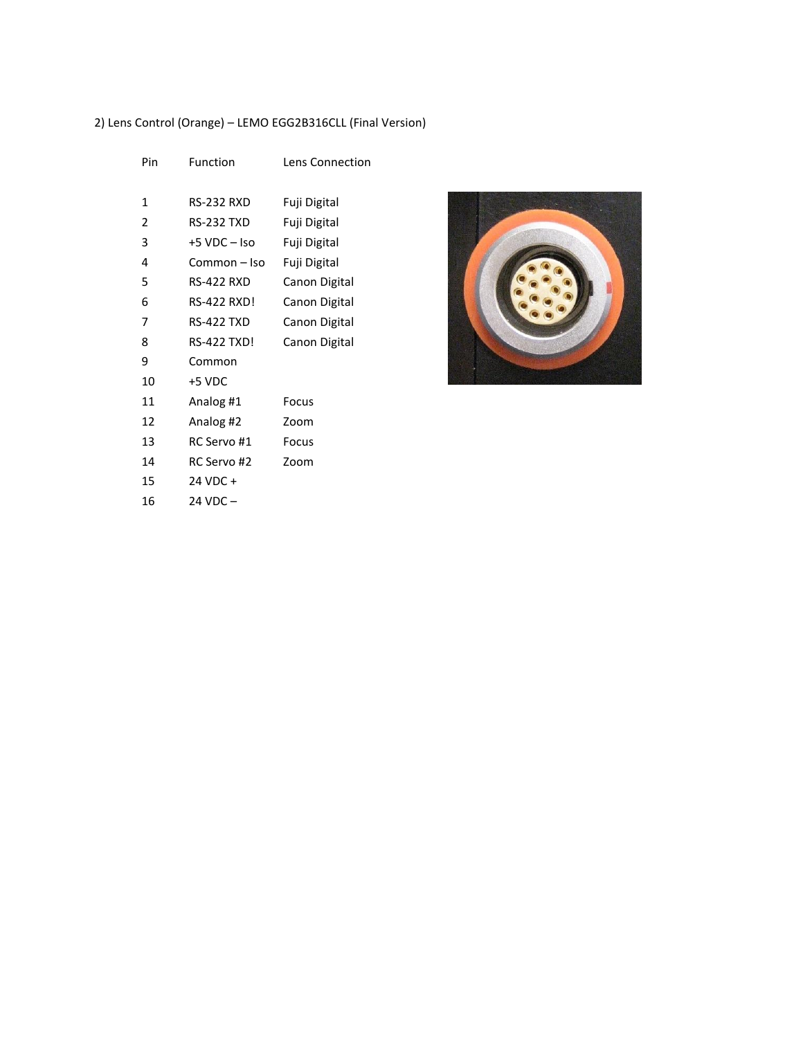2) Lens Control (Orange) – LEMO EGG2B316CLL (Final Version)

| Pin | Function | Lens Connection |
|---|---|---|
| 1 | RS-232 RXD | Fuji Digital |
| 2 | RS-232 TXD | Fuji Digital |
| 3 | +5 VDC – Iso | Fuji Digital |
| 4 | Common – Iso | Fuji Digital |
| 5 | RS-422 RXD | Canon Digital |
| 6 | RS-422 RXD! | Canon Digital |
| 7 | RS-422 TXD | Canon Digital |
| 8 | RS-422 TXD! | Canon Digital |
| 9 | Common | |
| 10 | +5 VDC | |
| 11 | Analog #1 | Focus |
| 12 | Analog #2 | Zoom |
| 13 | RC Servo #1 | Focus |
| 14 | RC Servo #2 | Zoom |
| 15 | 24 VDC + | |
| 16 | 24 VDC – | |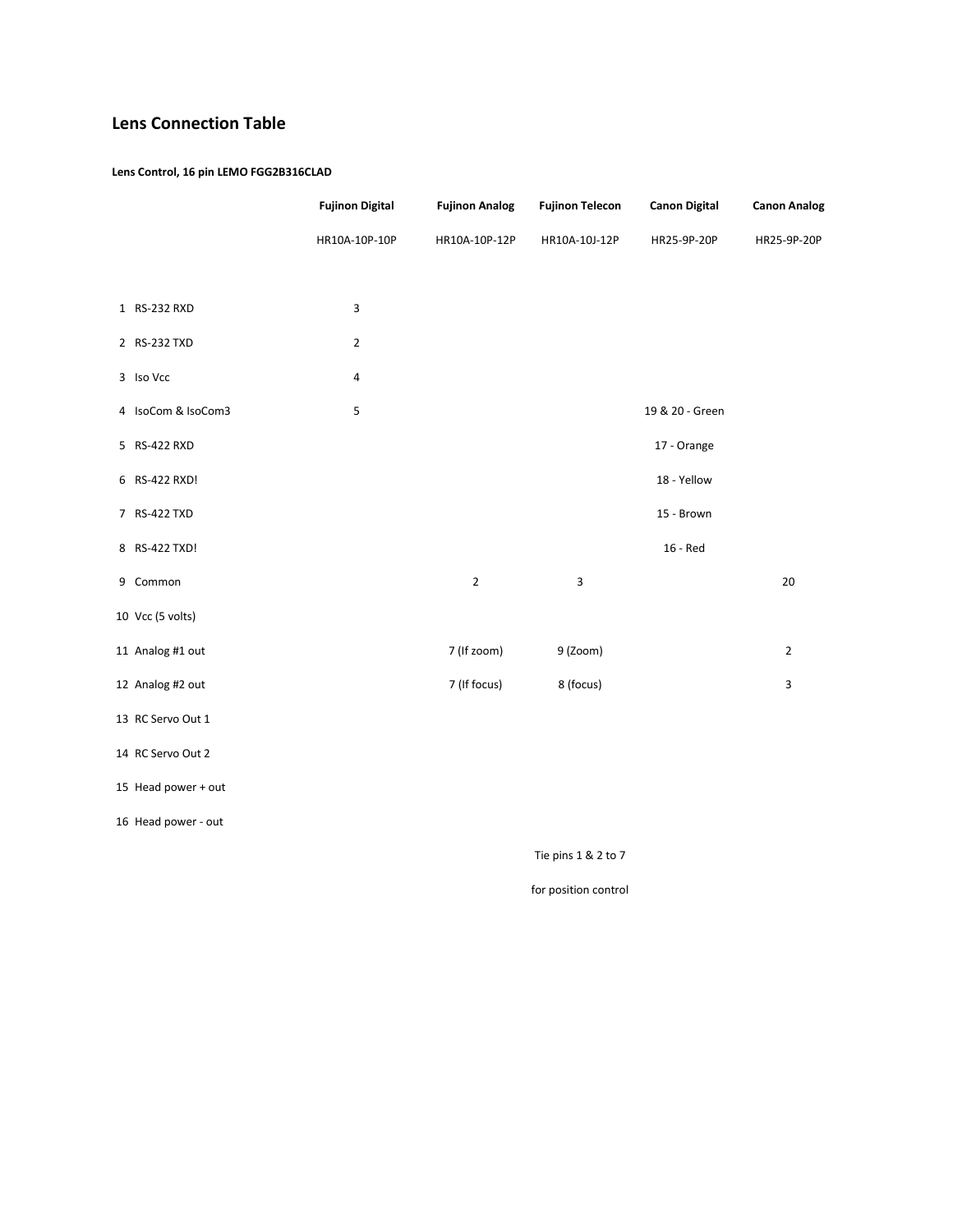## Lens Connection Table

**Lens Control, 16 pin LEMO FGG2B316CLAD**

| | **Fujinon Digital** | **Fujinon Analog** | **Fujinon Telecon** | **Canon Digital** | **Canon Analog** |
|---|---|---|---|---|---|
| | HR10A-10P-10P | HR10A-10P-12P | HR10A-10J-12P | HR25-9P-20P | HR25-9P-20P |
| 1 RS-232 RXD | 3 | | | | |
| 2 RS-232 TXD | 2 | | | | |
| 3 Iso Vcc | 4 | | | | |
| 4 IsoCom & IsoCom3 | 5 | | | 19 & 20 - Green | |
| 5 RS-422 RXD | | | | 17 - Orange | |
| 6 RS-422 RXD! | | | | 18 - Yellow | |
| 7 RS-422 TXD | | | | 15 - Brown | |
| 8 RS-422 TXD! | | | | 16 - Red | |
| 9 Common | | 2 | 3 | | 20 |
| 10 Vcc (5 volts) | | | | | |
| 11 Analog #1 out | | 7 (If zoom) | 9 (Zoom) | | 2 |
| 12 Analog #2 out | | 7 (If focus) | 8 (focus) | | 3 |
| 13 RC Servo Out 1 | | | | | |
| 14 RC Servo Out 2 | | | | | |
| 15 Head power + out | | | | | |
| 16 Head power - out | | | | | |
| | | | Tie pins 1 & 2 to 7 | | |
| | | | for position control | | |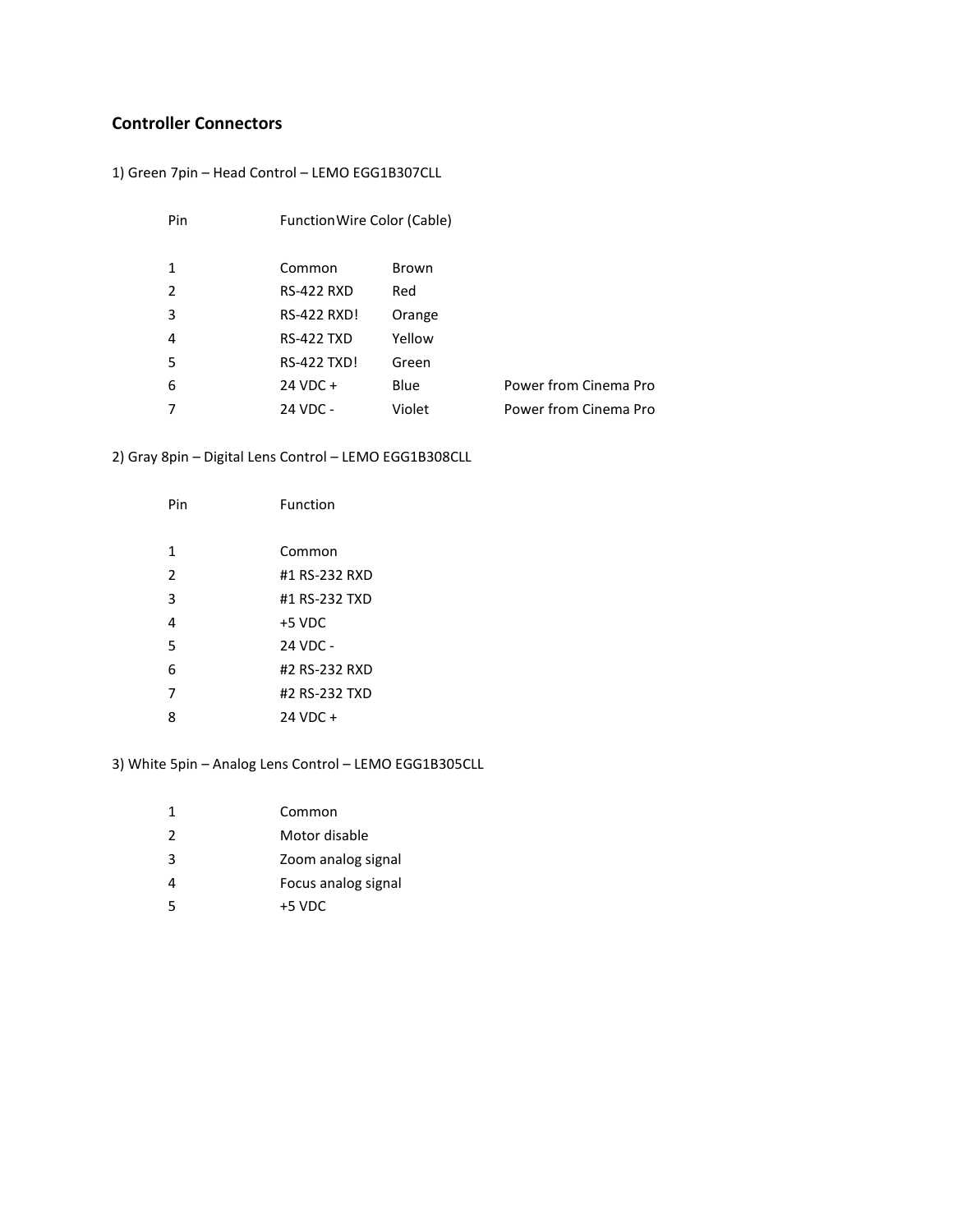## Controller Connectors

1) Green 7pin – Head Control – LEMO EGG1B307CLL

| Pin | Function | Wire Color (Cable) | |
|---|---|---|---|
| 1 | Common | Brown | |
| 2 | RS-422 RXD | Red | |
| 3 | RS-422 RXD! | Orange | |
| 4 | RS-422 TXD | Yellow | |
| 5 | RS-422 TXD! | Green | |
| 6 | 24 VDC + | Blue | Power from Cinema Pro |
| 7 | 24 VDC - | Violet | Power from Cinema Pro |

2) Gray 8pin – Digital Lens Control – LEMO EGG1B308CLL

| Pin | Function |
|---|---|
| 1 | Common |
| 2 | #1 RS-232 RXD |
| 3 | #1 RS-232 TXD |
| 4 | +5 VDC |
| 5 | 24 VDC - |
| 6 | #2 RS-232 RXD |
| 7 | #2 RS-232 TXD |
| 8 | 24 VDC + |

3) White 5pin – Analog Lens Control – LEMO EGG1B305CLL

| | |
|---|---|
| 1 | Common |
| 2 | Motor disable |
| 3 | Zoom analog signal |
| 4 | Focus analog signal |
| 5 | +5 VDC |